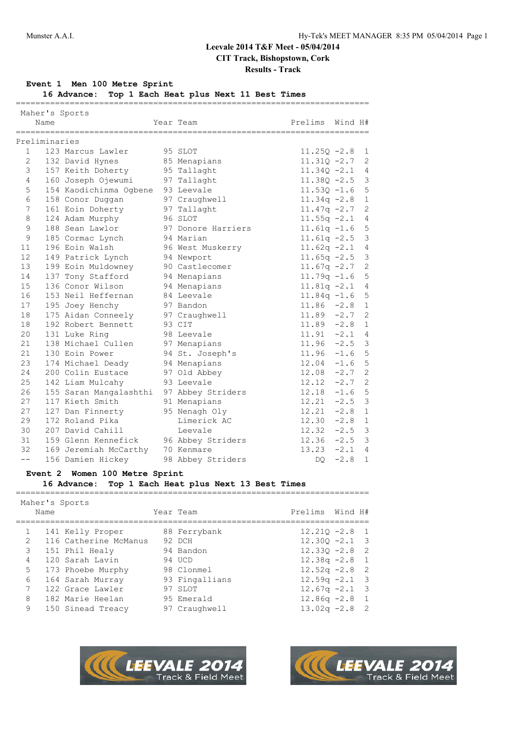Munster A.A.I.

# Leevale 2014 T&F Meet - 05/04/2014

## CIT Track, Bishopstown, Cork

## Results - Track

### Event 1 Men 100 Metre Sprint

**16 Advance: Top 1 Each Heat plus Next 11 Best Times**

Maher's Sports

Preliminaries

| Place | # | Name | Year | Team | Prelims | Wind | H# |
|---|---|---|---|---|---|---|---|
| 1 | 123 | Marcus Lawler | 95 | SLOT | 11.25Q | -2.8 | 1 |
| 2 | 132 | David Hynes | 85 | Menapians | 11.31Q | -2.7 | 2 |
| 3 | 157 | Keith Doherty | 95 | Tallaght | 11.34Q | -2.1 | 4 |
| 4 | 160 | Joseph Ojewumi | 97 | Tallaght | 11.38Q | -2.5 | 3 |
| 5 | 154 | Kaodichinma Ogbene | 93 | Leevale | 11.53Q | -1.6 | 5 |
| 6 | 158 | Conor Duggan | 97 | Craughwell | 11.34q | -2.8 | 1 |
| 7 | 161 | Eoin Doherty | 97 | Tallaght | 11.47q | -2.7 | 2 |
| 8 | 124 | Adam Murphy | 96 | SLOT | 11.55q | -2.1 | 4 |
| 9 | 188 | Sean Lawlor | 97 | Donore Harriers | 11.61q | -1.6 | 5 |
| 9 | 185 | Cormac Lynch | 94 | Marian | 11.61q | -2.5 | 3 |
| 11 | 196 | Eoin Walsh | 96 | West Muskerry | 11.62q | -2.1 | 4 |
| 12 | 149 | Patrick Lynch | 94 | Newport | 11.65q | -2.5 | 3 |
| 13 | 199 | Eoin Muldowney | 90 | Castlecomer | 11.67q | -2.7 | 2 |
| 14 | 137 | Tony Stafford | 94 | Menapians | 11.79q | -1.6 | 5 |
| 15 | 136 | Conor Wilson | 94 | Menapians | 11.81q | -2.1 | 4 |
| 16 | 153 | Neil Heffernan | 84 | Leevale | 11.84q | -1.6 | 5 |
| 17 | 195 | Joey Henchy | 97 | Bandon | 11.86 | -2.8 | 1 |
| 18 | 175 | Aidan Conneely | 97 | Craughwell | 11.89 | -2.7 | 2 |
| 18 | 192 | Robert Bennett | 93 | CIT | 11.89 | -2.8 | 1 |
| 20 | 131 | Luke Ring | 98 | Leevale | 11.91 | -2.1 | 4 |
| 21 | 138 | Michael Cullen | 97 | Menapians | 11.96 | -2.5 | 3 |
| 21 | 130 | Eoin Power | 94 | St. Joseph's | 11.96 | -1.6 | 5 |
| 23 | 174 | Michael Deady | 94 | Menapians | 12.04 | -1.6 | 5 |
| 24 | 200 | Colin Eustace | 97 | Old Abbey | 12.08 | -2.7 | 2 |
| 25 | 142 | Liam Mulcahy | 93 | Leevale | 12.12 | -2.7 | 2 |
| 26 | 155 | Saran Mangalashthi | 97 | Abbey Striders | 12.18 | -1.6 | 5 |
| 27 | 117 | Kieth Smith | 91 | Menapians | 12.21 | -2.5 | 3 |
| 27 | 127 | Dan Finnerty | 95 | Nenagh Oly | 12.21 | -2.8 | 1 |
| 29 | 172 | Roland Pika | | Limerick AC | 12.30 | -2.8 | 1 |
| 30 | 207 | David Cahill | | Leevale | 12.32 | -2.5 | 3 |
| 31 | 159 | Glenn Kennefick | 96 | Abbey Striders | 12.36 | -2.5 | 3 |
| 32 | 169 | Jeremiah McCarthy | 70 | Kenmare | 13.23 | -2.1 | 4 |
| -- | 156 | Damien Hickey | 98 | Abbey Striders | DQ | -2.8 | 1 |

### Event 2 Women 100 Metre Sprint

**16 Advance: Top 1 Each Heat plus Next 13 Best Times**

Maher's Sports

| Place | # | Name | Year | Team | Prelims | Wind | H# |
|---|---|---|---|---|---|---|---|
| 1 | 141 | Kelly Proper | 88 | Ferrybank | 12.21Q | -2.8 | 1 |
| 2 | 116 | Catherine McManus | 92 | DCH | 12.30Q | -2.1 | 3 |
| 3 | 151 | Phil Healy | 94 | Bandon | 12.33Q | -2.8 | 2 |
| 4 | 120 | Sarah Lavin | 94 | UCD | 12.38q | -2.8 | 1 |
| 5 | 173 | Phoebe Murphy | 98 | Clonmel | 12.52q | -2.8 | 2 |
| 6 | 164 | Sarah Murray | 93 | Fingallians | 12.59q | -2.1 | 3 |
| 7 | 122 | Grace Lawler | 97 | SLOT | 12.67q | -2.1 | 3 |
| 8 | 182 | Marie Heelan | 95 | Emerald | 12.86q | -2.8 | 1 |
| 9 | 150 | Sinead Treacy | 97 | Craughwell | 13.02q | -2.8 | 2 |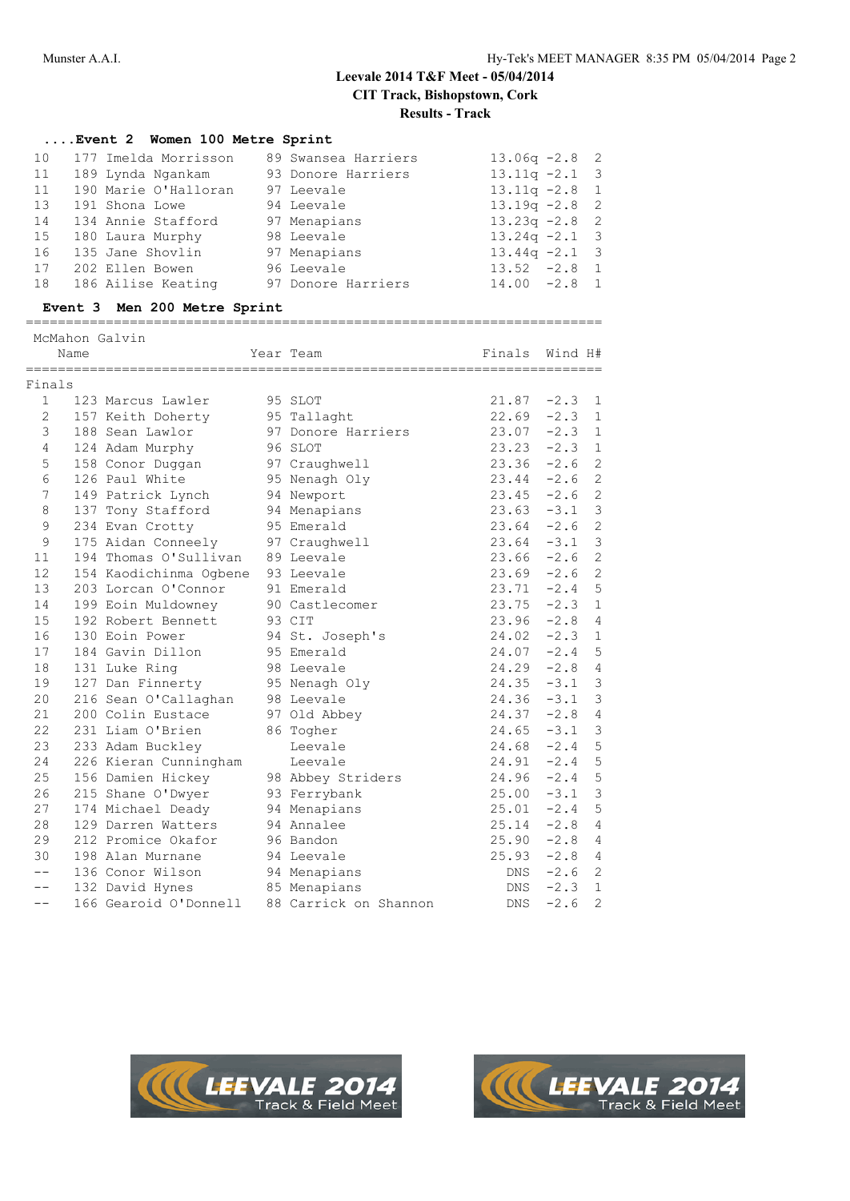# Leevale 2014 T&F Meet - 05/04/2014

## CIT Track, Bishopstown, Cork

## Results - Track

### ....Event 2 Women 100 Metre Sprint

| Place | No. | Name | Year | Team | Finals | Wind | H# |
|---|---|---|---|---|---|---|---|
| 10 | 177 | Imelda Morrisson | 89 | Swansea Harriers | 13.06q | -2.8 | 2 |
| 11 | 189 | Lynda Ngankam | 93 | Donore Harriers | 13.11q | -2.1 | 3 |
| 11 | 190 | Marie O'Halloran | 97 | Leevale | 13.11q | -2.8 | 1 |
| 13 | 191 | Shona Lowe | 94 | Leevale | 13.19q | -2.8 | 2 |
| 14 | 134 | Annie Stafford | 97 | Menapians | 13.23q | -2.8 | 2 |
| 15 | 180 | Laura Murphy | 98 | Leevale | 13.24q | -2.1 | 3 |
| 16 | 135 | Jane Shovlin | 97 | Menapians | 13.44q | -2.1 | 3 |
| 17 | 202 | Ellen Bowen | 96 | Leevale | 13.52 | -2.8 | 1 |
| 18 | 186 | Ailise Keating | 97 | Donore Harriers | 14.00 | -2.8 | 1 |

### Event 3 Men 200 Metre Sprint

McMahon Galvin

Finals

| Place | No. | Name | Year | Team | Finals | Wind | H# |
|---|---|---|---|---|---|---|---|
| 1 | 123 | Marcus Lawler | 95 | SLOT | 21.87 | -2.3 | 1 |
| 2 | 157 | Keith Doherty | 95 | Tallaght | 22.69 | -2.3 | 1 |
| 3 | 188 | Sean Lawlor | 97 | Donore Harriers | 23.07 | -2.3 | 1 |
| 4 | 124 | Adam Murphy | 96 | SLOT | 23.23 | -2.3 | 1 |
| 5 | 158 | Conor Duggan | 97 | Craughwell | 23.36 | -2.6 | 2 |
| 6 | 126 | Paul White | 95 | Nenagh Oly | 23.44 | -2.6 | 2 |
| 7 | 149 | Patrick Lynch | 94 | Newport | 23.45 | -2.6 | 2 |
| 8 | 137 | Tony Stafford | 94 | Menapians | 23.63 | -3.1 | 3 |
| 9 | 234 | Evan Crotty | 95 | Emerald | 23.64 | -2.6 | 2 |
| 9 | 175 | Aidan Conneely | 97 | Craughwell | 23.64 | -3.1 | 3 |
| 11 | 194 | Thomas O'Sullivan | 89 | Leevale | 23.66 | -2.6 | 2 |
| 12 | 154 | Kaodichinma Ogbene | 93 | Leevale | 23.69 | -2.6 | 2 |
| 13 | 203 | Lorcan O'Connor | 91 | Emerald | 23.71 | -2.4 | 5 |
| 14 | 199 | Eoin Muldowney | 90 | Castlecomer | 23.75 | -2.3 | 1 |
| 15 | 192 | Robert Bennett | 93 | CIT | 23.96 | -2.8 | 4 |
| 16 | 130 | Eoin Power | 94 | St. Joseph's | 24.02 | -2.3 | 1 |
| 17 | 184 | Gavin Dillon | 95 | Emerald | 24.07 | -2.4 | 5 |
| 18 | 131 | Luke Ring | 98 | Leevale | 24.29 | -2.8 | 4 |
| 19 | 127 | Dan Finnerty | 95 | Nenagh Oly | 24.35 | -3.1 | 3 |
| 20 | 216 | Sean O'Callaghan | 98 | Leevale | 24.36 | -3.1 | 3 |
| 21 | 200 | Colin Eustace | 97 | Old Abbey | 24.37 | -2.8 | 4 |
| 22 | 231 | Liam O'Brien | 86 | Togher | 24.65 | -3.1 | 3 |
| 23 | 233 | Adam Buckley | | Leevale | 24.68 | -2.4 | 5 |
| 24 | 226 | Kieran Cunningham | | Leevale | 24.91 | -2.4 | 5 |
| 25 | 156 | Damien Hickey | 98 | Abbey Striders | 24.96 | -2.4 | 5 |
| 26 | 215 | Shane O'Dwyer | 93 | Ferrybank | 25.00 | -3.1 | 3 |
| 27 | 174 | Michael Deady | 94 | Menapians | 25.01 | -2.4 | 5 |
| 28 | 129 | Darren Watters | 94 | Annalee | 25.14 | -2.8 | 4 |
| 29 | 212 | Promice Okafor | 96 | Bandon | 25.90 | -2.8 | 4 |
| 30 | 198 | Alan Murnane | 94 | Leevale | 25.93 | -2.8 | 4 |
| -- | 136 | Conor Wilson | 94 | Menapians | DNS | -2.6 | 2 |
| -- | 132 | David Hynes | 85 | Menapians | DNS | -2.3 | 1 |
| -- | 166 | Gearoid O'Donnell | 88 | Carrick on Shannon | DNS | -2.6 | 2 |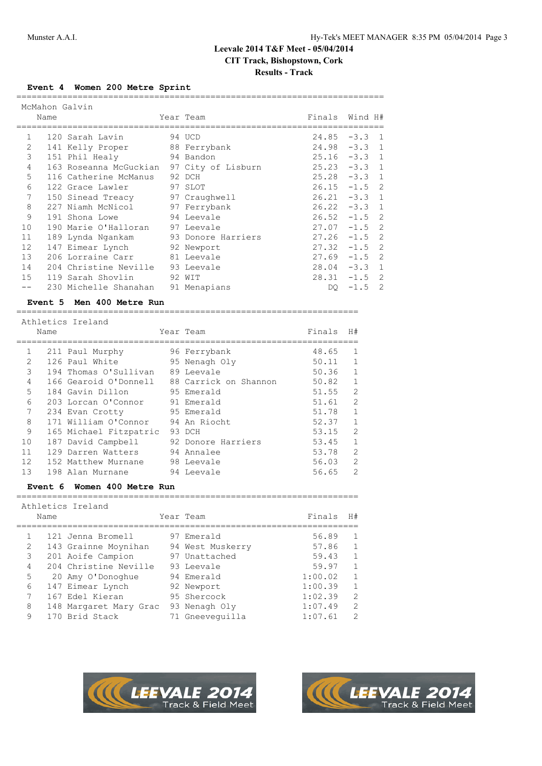# Leevale 2014 T&F Meet - 05/04/2014

## CIT Track, Bishopstown, Cork

## Results - Track

### Event 4 Women 200 Metre Sprint

McMahon Galvin

| Place | # | Name | Year | Team | Finals | Wind | H# |
|---|---|---|---|---|---|---|---|
| 1 | 120 | Sarah Lavin | 94 | UCD | 24.85 | -3.3 | 1 |
| 2 | 141 | Kelly Proper | 88 | Ferrybank | 24.98 | -3.3 | 1 |
| 3 | 151 | Phil Healy | 94 | Bandon | 25.16 | -3.3 | 1 |
| 4 | 163 | Roseanna McGuckian | 97 | City of Lisburn | 25.23 | -3.3 | 1 |
| 5 | 116 | Catherine McManus | 92 | DCH | 25.28 | -3.3 | 1 |
| 6 | 122 | Grace Lawler | 97 | SLOT | 26.15 | -1.5 | 2 |
| 7 | 150 | Sinead Treacy | 97 | Craughwell | 26.21 | -3.3 | 1 |
| 8 | 227 | Niamh McNicol | 97 | Ferrybank | 26.22 | -3.3 | 1 |
| 9 | 191 | Shona Lowe | 94 | Leevale | 26.52 | -1.5 | 2 |
| 10 | 190 | Marie O'Halloran | 97 | Leevale | 27.07 | -1.5 | 2 |
| 11 | 189 | Lynda Ngankam | 93 | Donore Harriers | 27.26 | -1.5 | 2 |
| 12 | 147 | Eimear Lynch | 92 | Newport | 27.32 | -1.5 | 2 |
| 13 | 206 | Lorraine Carr | 81 | Leevale | 27.69 | -1.5 | 2 |
| 14 | 204 | Christine Neville | 93 | Leevale | 28.04 | -3.3 | 1 |
| 15 | 119 | Sarah Shovlin | 92 | WIT | 28.31 | -1.5 | 2 |
| -- | 230 | Michelle Shanahan | 91 | Menapians | DQ | -1.5 | 2 |

### Event 5 Men 400 Metre Run

Athletics Ireland

| Place | # | Name | Year | Team | Finals | H# |
|---|---|---|---|---|---|---|
| 1 | 211 | Paul Murphy | 96 | Ferrybank | 48.65 | 1 |
| 2 | 126 | Paul White | 95 | Nenagh Oly | 50.11 | 1 |
| 3 | 194 | Thomas O'Sullivan | 89 | Leevale | 50.36 | 1 |
| 4 | 166 | Gearoid O'Donnell | 88 | Carrick on Shannon | 50.82 | 1 |
| 5 | 184 | Gavin Dillon | 95 | Emerald | 51.55 | 2 |
| 6 | 203 | Lorcan O'Connor | 91 | Emerald | 51.61 | 2 |
| 7 | 234 | Evan Crotty | 95 | Emerald | 51.78 | 1 |
| 8 | 171 | William O'Connor | 94 | An Riocht | 52.37 | 1 |
| 9 | 165 | Michael Fitzpatric | 93 | DCH | 53.15 | 2 |
| 10 | 187 | David Campbell | 92 | Donore Harriers | 53.45 | 1 |
| 11 | 129 | Darren Watters | 94 | Annalee | 53.78 | 2 |
| 12 | 152 | Matthew Murnane | 98 | Leevale | 56.03 | 2 |
| 13 | 198 | Alan Murnane | 94 | Leevale | 56.65 | 2 |

### Event 6 Women 400 Metre Run

Athletics Ireland

| Place | # | Name | Year | Team | Finals | H# |
|---|---|---|---|---|---|---|
| 1 | 121 | Jenna Bromell | 97 | Emerald | 56.89 | 1 |
| 2 | 143 | Grainne Moynihan | 94 | West Muskerry | 57.86 | 1 |
| 3 | 201 | Aoife Campion | 97 | Unattached | 59.43 | 1 |
| 4 | 204 | Christine Neville | 93 | Leevale | 59.97 | 1 |
| 5 | 20 | Amy O'Donoghue | 94 | Emerald | 1:00.02 | 1 |
| 6 | 147 | Eimear Lynch | 92 | Newport | 1:00.39 | 1 |
| 7 | 167 | Edel Kieran | 95 | Shercock | 1:02.39 | 2 |
| 8 | 148 | Margaret Mary Grac | 93 | Nenagh Oly | 1:07.49 | 2 |
| 9 | 170 | Brid Stack | 71 | Gneeveguilla | 1:07.61 | 2 |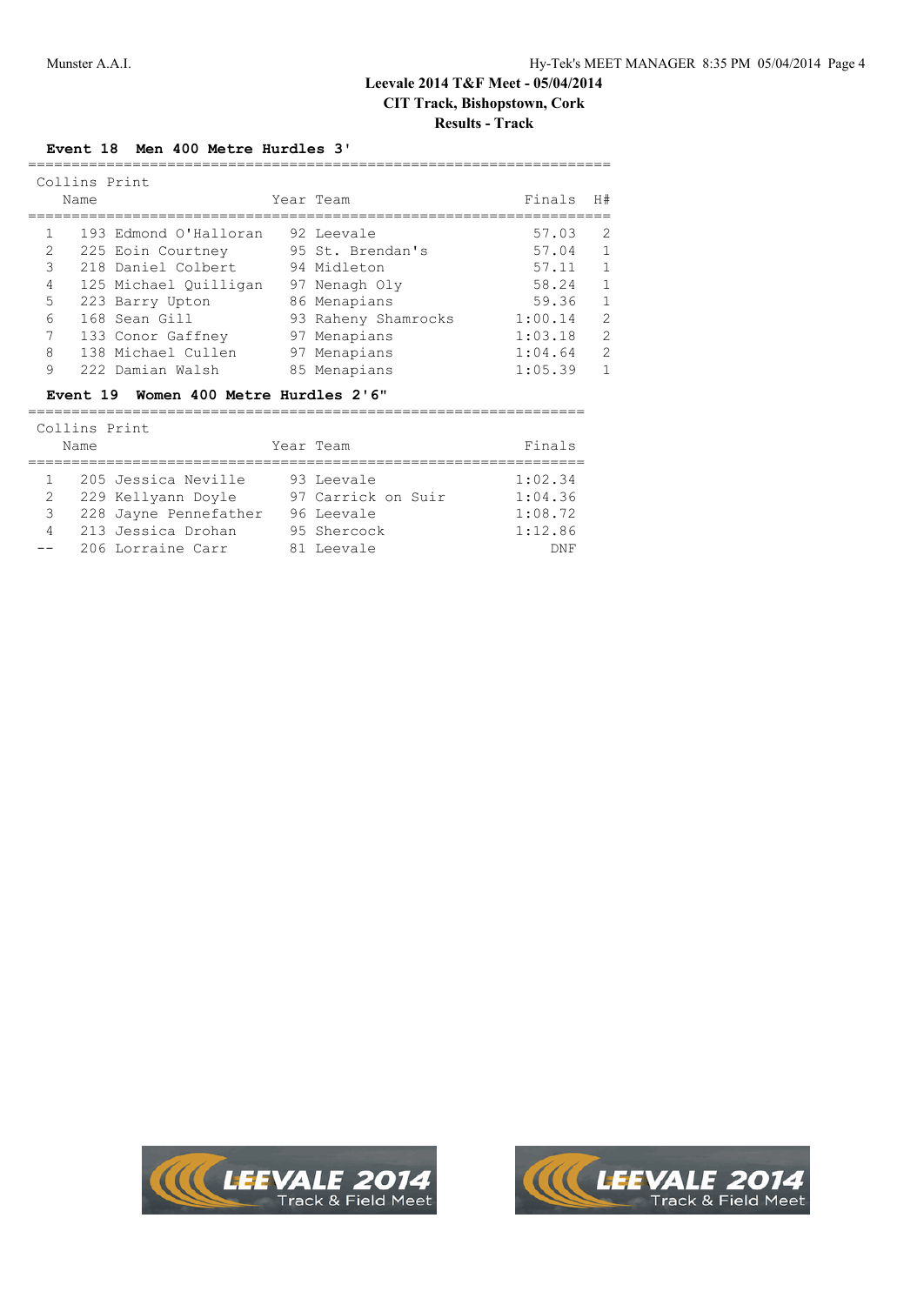Munster A.A.I.

**Leevale 2014 T&F Meet - 05/04/2014**
**CIT Track, Bishopstown, Cork**
**Results - Track**

### Event 18 Men 400 Metre Hurdles 3'

Collins Print

| | | Name | Year | Team | Finals | H# |
|---|---|---|---|---|---|---|
| 1 | 193 | Edmond O'Halloran | 92 | Leevale | 57.03 | 2 |
| 2 | 225 | Eoin Courtney | 95 | St. Brendan's | 57.04 | 1 |
| 3 | 218 | Daniel Colbert | 94 | Midleton | 57.11 | 1 |
| 4 | 125 | Michael Quilligan | 97 | Nenagh Oly | 58.24 | 1 |
| 5 | 223 | Barry Upton | 86 | Menapians | 59.36 | 1 |
| 6 | 168 | Sean Gill | 93 | Raheny Shamrocks | 1:00.14 | 2 |
| 7 | 133 | Conor Gaffney | 97 | Menapians | 1:03.18 | 2 |
| 8 | 138 | Michael Cullen | 97 | Menapians | 1:04.64 | 2 |
| 9 | 222 | Damian Walsh | 85 | Menapians | 1:05.39 | 1 |

### Event 19 Women 400 Metre Hurdles 2'6"

Collins Print

| | | Name | Year | Team | Finals |
|---|---|---|---|---|---|
| 1 | 205 | Jessica Neville | 93 | Leevale | 1:02.34 |
| 2 | 229 | Kellyann Doyle | 97 | Carrick on Suir | 1:04.36 |
| 3 | 228 | Jayne Pennefather | 96 | Leevale | 1:08.72 |
| 4 | 213 | Jessica Drohan | 95 | Shercock | 1:12.86 |
| -- | 206 | Lorraine Carr | 81 | Leevale | DNF |